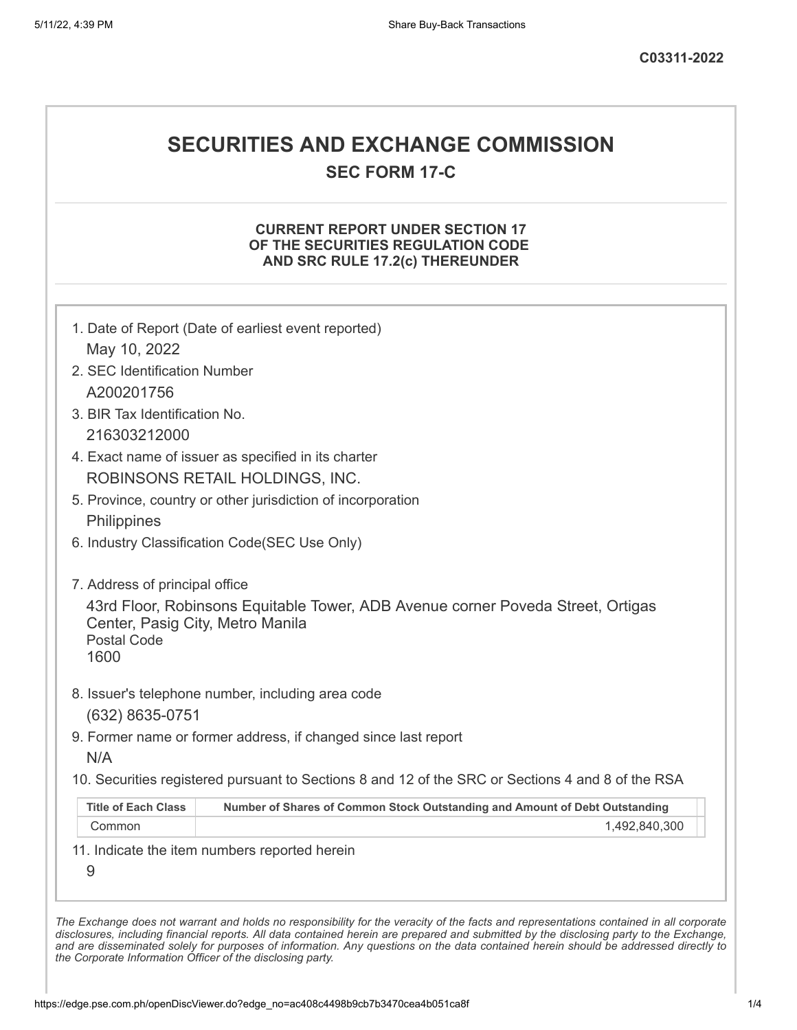C03311-2022

# SECURITIES AND EXCHANGE COMMISSION

## SEC FORM 17-C

### CURRENT REPORT UNDER SECTION 17 OF THE SECURITIES REGULATION CODE AND SRC RULE 17.2(c) THEREUNDER

1. Date of Report (Date of earliest event reported)
   May 10, 2022
2. SEC Identification Number
   A200201756
3. BIR Tax Identification No.
   216303212000
4. Exact name of issuer as specified in its charter
   ROBINSONS RETAIL HOLDINGS, INC.
5. Province, country or other jurisdiction of incorporation
   Philippines
6. Industry Classification Code(SEC Use Only)

7. Address of principal office
   43rd Floor, Robinsons Equitable Tower, ADB Avenue corner Poveda Street, Ortigas Center, Pasig City, Metro Manila
   Postal Code
   1600
8. Issuer's telephone number, including area code
   (632) 8635-0751
9. Former name or former address, if changed since last report
   N/A
10. Securities registered pursuant to Sections 8 and 12 of the SRC or Sections 4 and 8 of the RSA

| Title of Each Class | Number of Shares of Common Stock Outstanding and Amount of Debt Outstanding |
|---|---|
| Common | 1,492,840,300 |

11. Indicate the item numbers reported herein
    9

*The Exchange does not warrant and holds no responsibility for the veracity of the facts and representations contained in all corporate disclosures, including financial reports. All data contained herein are prepared and submitted by the disclosing party to the Exchange, and are disseminated solely for purposes of information. Any questions on the data contained herein should be addressed directly to the Corporate Information Officer of the disclosing party.*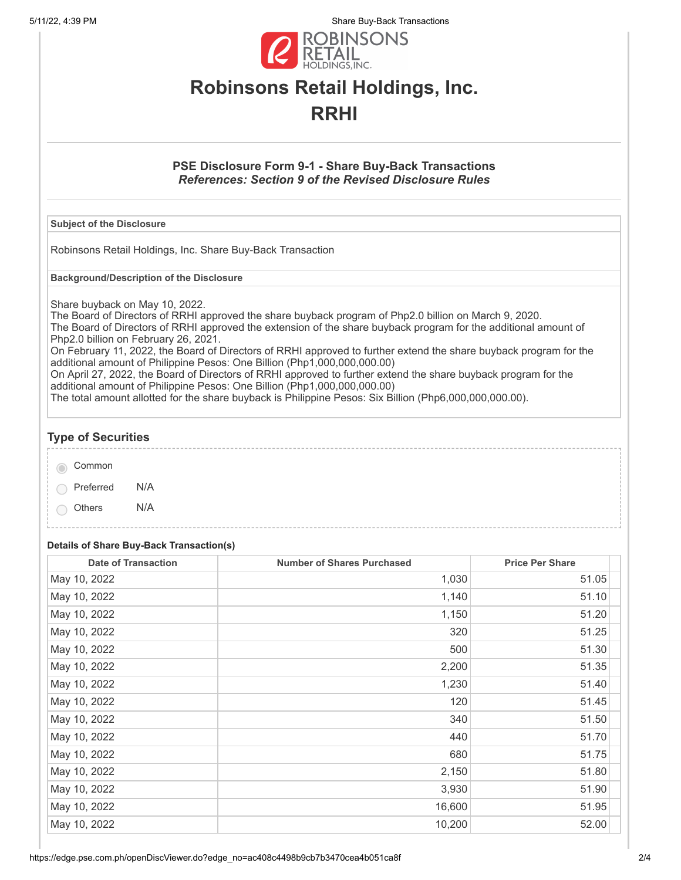# Robinsons Retail Holdings, Inc.

# RRHI

### PSE Disclosure Form 9-1 - Share Buy-Back Transactions

***References: Section 9 of the Revised Disclosure Rules***

**Subject of the Disclosure**

Robinsons Retail Holdings, Inc. Share Buy-Back Transaction

**Background/Description of the Disclosure**

Share buyback on May 10, 2022.
The Board of Directors of RRHI approved the share buyback program of Php2.0 billion on March 9, 2020.
The Board of Directors of RRHI approved the extension of the share buyback program for the additional amount of Php2.0 billion on February 26, 2021.
On February 11, 2022, the Board of Directors of RRHI approved to further extend the share buyback program for the additional amount of Philippine Pesos: One Billion (Php1,000,000,000.00)
On April 27, 2022, the Board of Directors of RRHI approved to further extend the share buyback program for the additional amount of Philippine Pesos: One Billion (Php1,000,000,000.00)
The total amount allotted for the share buyback is Philippine Pesos: Six Billion (Php6,000,000,000.00).

## Type of Securities

- Common
- Preferred N/A
- Others N/A

**Details of Share Buy-Back Transaction(s)**

| Date of Transaction | Number of Shares Purchased | Price Per Share |
|---|---|---|
| May 10, 2022 | 1,030 | 51.05 |
| May 10, 2022 | 1,140 | 51.10 |
| May 10, 2022 | 1,150 | 51.20 |
| May 10, 2022 | 320 | 51.25 |
| May 10, 2022 | 500 | 51.30 |
| May 10, 2022 | 2,200 | 51.35 |
| May 10, 2022 | 1,230 | 51.40 |
| May 10, 2022 | 120 | 51.45 |
| May 10, 2022 | 340 | 51.50 |
| May 10, 2022 | 440 | 51.70 |
| May 10, 2022 | 680 | 51.75 |
| May 10, 2022 | 2,150 | 51.80 |
| May 10, 2022 | 3,930 | 51.90 |
| May 10, 2022 | 16,600 | 51.95 |
| May 10, 2022 | 10,200 | 52.00 |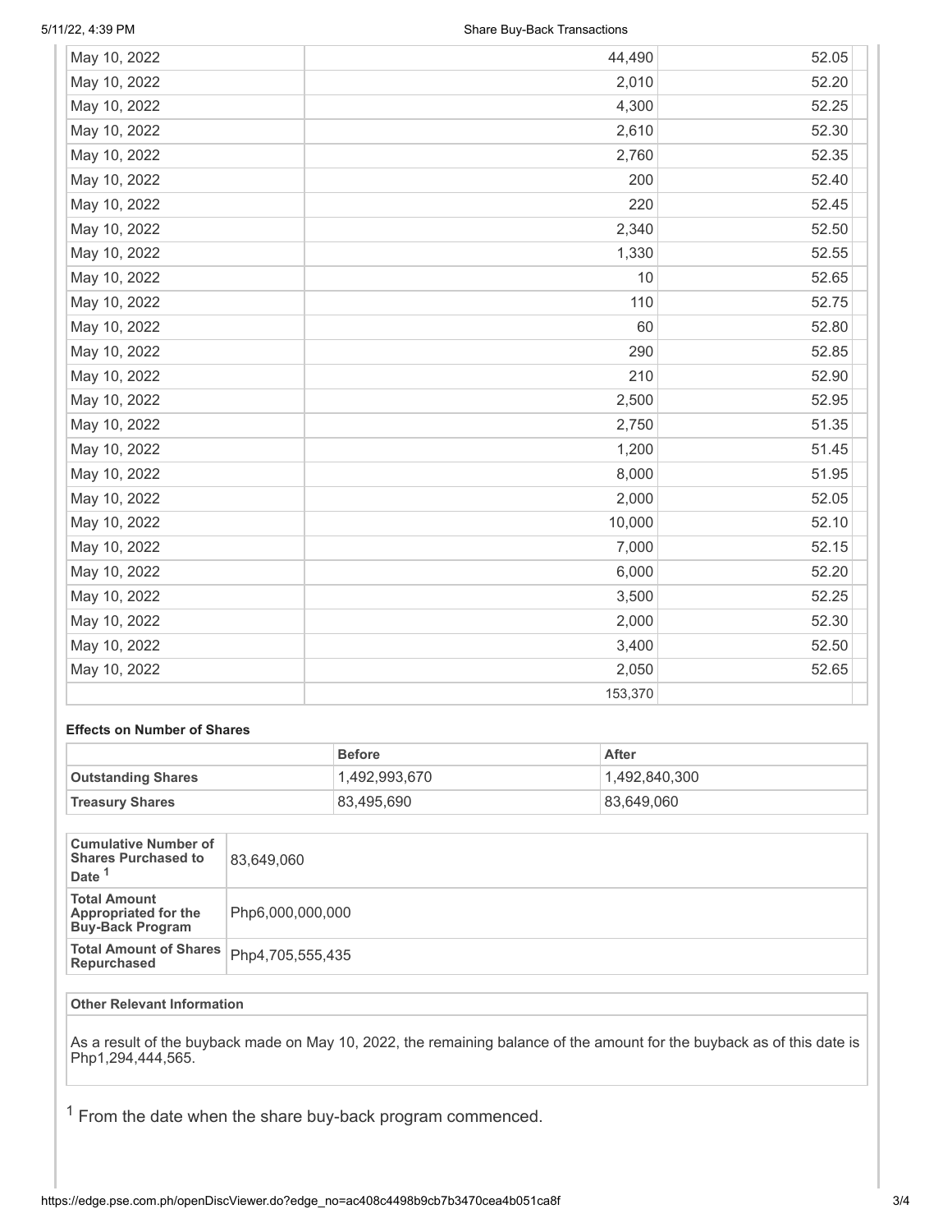| | | |
|---|---|---|
| May 10, 2022 | 44,490 | 52.05 |
| May 10, 2022 | 2,010 | 52.20 |
| May 10, 2022 | 4,300 | 52.25 |
| May 10, 2022 | 2,610 | 52.30 |
| May 10, 2022 | 2,760 | 52.35 |
| May 10, 2022 | 200 | 52.40 |
| May 10, 2022 | 220 | 52.45 |
| May 10, 2022 | 2,340 | 52.50 |
| May 10, 2022 | 1,330 | 52.55 |
| May 10, 2022 | 10 | 52.65 |
| May 10, 2022 | 110 | 52.75 |
| May 10, 2022 | 60 | 52.80 |
| May 10, 2022 | 290 | 52.85 |
| May 10, 2022 | 210 | 52.90 |
| May 10, 2022 | 2,500 | 52.95 |
| May 10, 2022 | 2,750 | 51.35 |
| May 10, 2022 | 1,200 | 51.45 |
| May 10, 2022 | 8,000 | 51.95 |
| May 10, 2022 | 2,000 | 52.05 |
| May 10, 2022 | 10,000 | 52.10 |
| May 10, 2022 | 7,000 | 52.15 |
| May 10, 2022 | 6,000 | 52.20 |
| May 10, 2022 | 3,500 | 52.25 |
| May 10, 2022 | 2,000 | 52.30 |
| May 10, 2022 | 3,400 | 52.50 |
| May 10, 2022 | 2,050 | 52.65 |
| | 153,370 | |

**Effects on Number of Shares**

| | Before | After |
|---|---|---|
| **Outstanding Shares** | 1,492,993,670 | 1,492,840,300 |
| **Treasury Shares** | 83,495,690 | 83,649,060 |

| | |
|---|---|
| **Cumulative Number of Shares Purchased to Date** [1] | 83,649,060 |
| **Total Amount Appropriated for the Buy-Back Program** | Php6,000,000,000 |
| **Total Amount of Shares Repurchased** | Php4,705,555,435 |

**Other Relevant Information**

As a result of the buyback made on May 10, 2022, the remaining balance of the amount for the buyback as of this date is Php1,294,444,565.

[1] From the date when the share buy-back program commenced.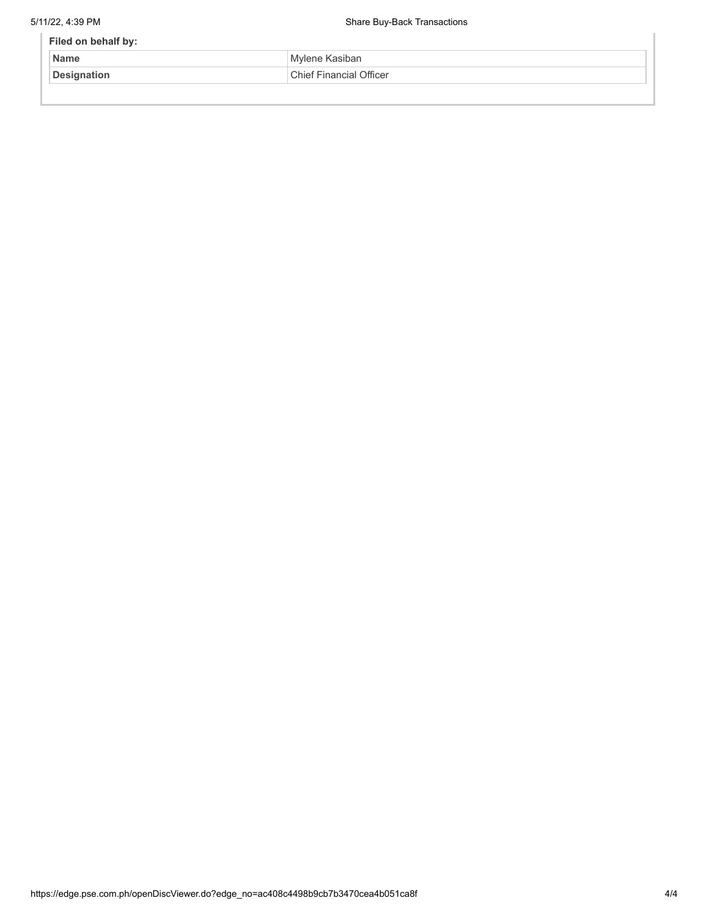**Filed on behalf by:**

| | |
|---|---|
| **Name** | Mylene Kasiban |
| **Designation** | Chief Financial Officer |